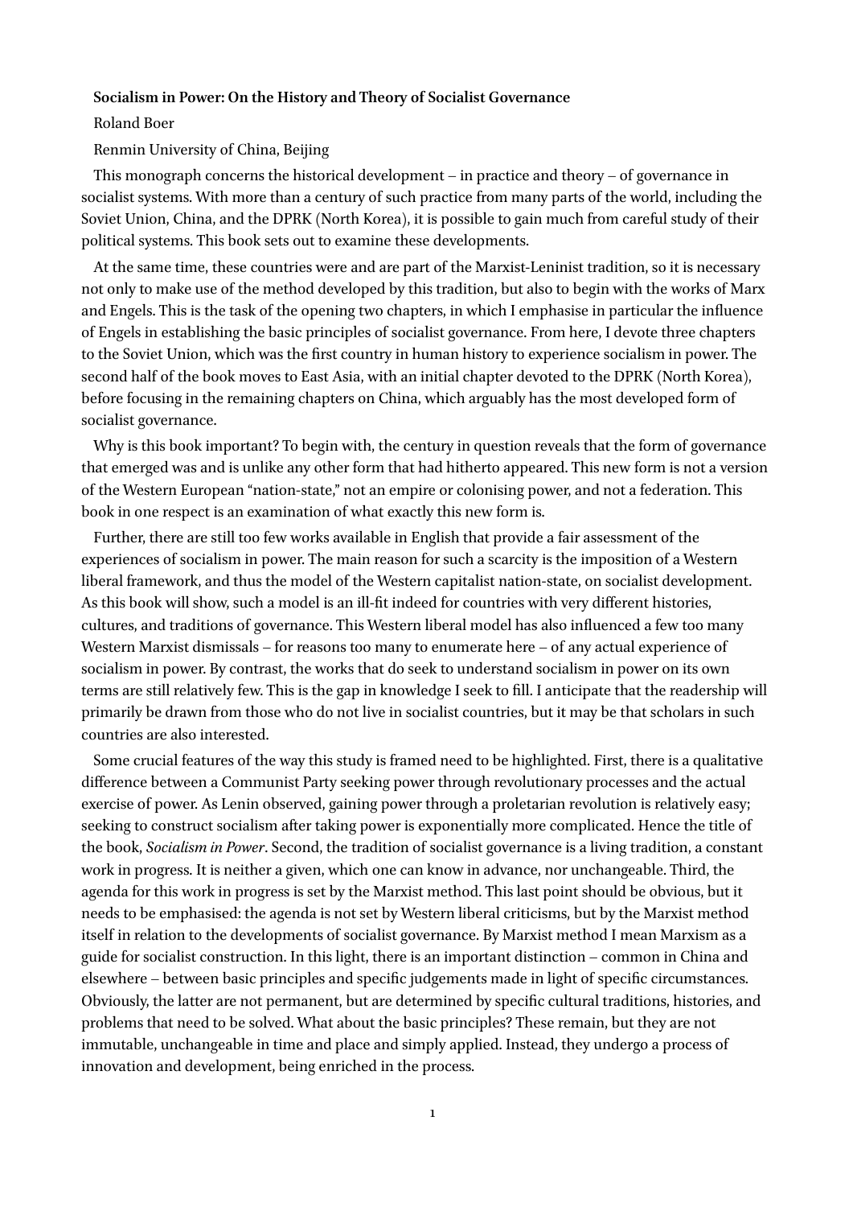**Socialism in Power: On the History and Theory of Socialist Governance**

Roland Boer

Renmin University of China, Beijing

This monograph concerns the historical development – in practice and theory – of governance in socialist systems. With more than a century of such practice from many parts of the world, including the Soviet Union, China, and the DPRK (North Korea), it is possible to gain much from careful study of their political systems. This book sets out to examine these developments.

At the same time, these countries were and are part of the Marxist-Leninist tradition, so it is necessary not only to make use of the method developed by this tradition, but also to begin with the works of Marx and Engels. This is the task of the opening two chapters, in which I emphasise in particular the influence of Engels in establishing the basic principles of socialist governance. From here, I devote three chapters to the Soviet Union, which was the first country in human history to experience socialism in power. The second half of the book moves to East Asia, with an initial chapter devoted to the DPRK (North Korea), before focusing in the remaining chapters on China, which arguably has the most developed form of socialist governance.

Why is this book important? To begin with, the century in question reveals that the form of governance that emerged was and is unlike any other form that had hitherto appeared. This new form is not a version of the Western European "nation-state," not an empire or colonising power, and not a federation. This book in one respect is an examination of what exactly this new form is.

Further, there are still too few works available in English that provide a fair assessment of the experiences of socialism in power. The main reason for such a scarcity is the imposition of a Western liberal framework, and thus the model of the Western capitalist nation-state, on socialist development. As this book will show, such a model is an ill-fit indeed for countries with very different histories, cultures, and traditions of governance. This Western liberal model has also influenced a few too many Western Marxist dismissals – for reasons too many to enumerate here – of any actual experience of socialism in power. By contrast, the works that do seek to understand socialism in power on its own terms are still relatively few. This is the gap in knowledge I seek to fill. I anticipate that the readership will primarily be drawn from those who do not live in socialist countries, but it may be that scholars in such countries are also interested.

Some crucial features of the way this study is framed need to be highlighted. First, there is a qualitative difference between a Communist Party seeking power through revolutionary processes and the actual exercise of power. As Lenin observed, gaining power through a proletarian revolution is relatively easy; seeking to construct socialism after taking power is exponentially more complicated. Hence the title of the book, *Socialism in Power*. Second, the tradition of socialist governance is a living tradition, a constant work in progress. It is neither a given, which one can know in advance, nor unchangeable. Third, the agenda for this work in progress is set by the Marxist method. This last point should be obvious, but it needs to be emphasised: the agenda is not set by Western liberal criticisms, but by the Marxist method itself in relation to the developments of socialist governance. By Marxist method I mean Marxism as a guide for socialist construction. In this light, there is an important distinction – common in China and elsewhere – between basic principles and specific judgements made in light of specific circumstances. Obviously, the latter are not permanent, but are determined by specific cultural traditions, histories, and problems that need to be solved. What about the basic principles? These remain, but they are not immutable, unchangeable in time and place and simply applied. Instead, they undergo a process of innovation and development, being enriched in the process.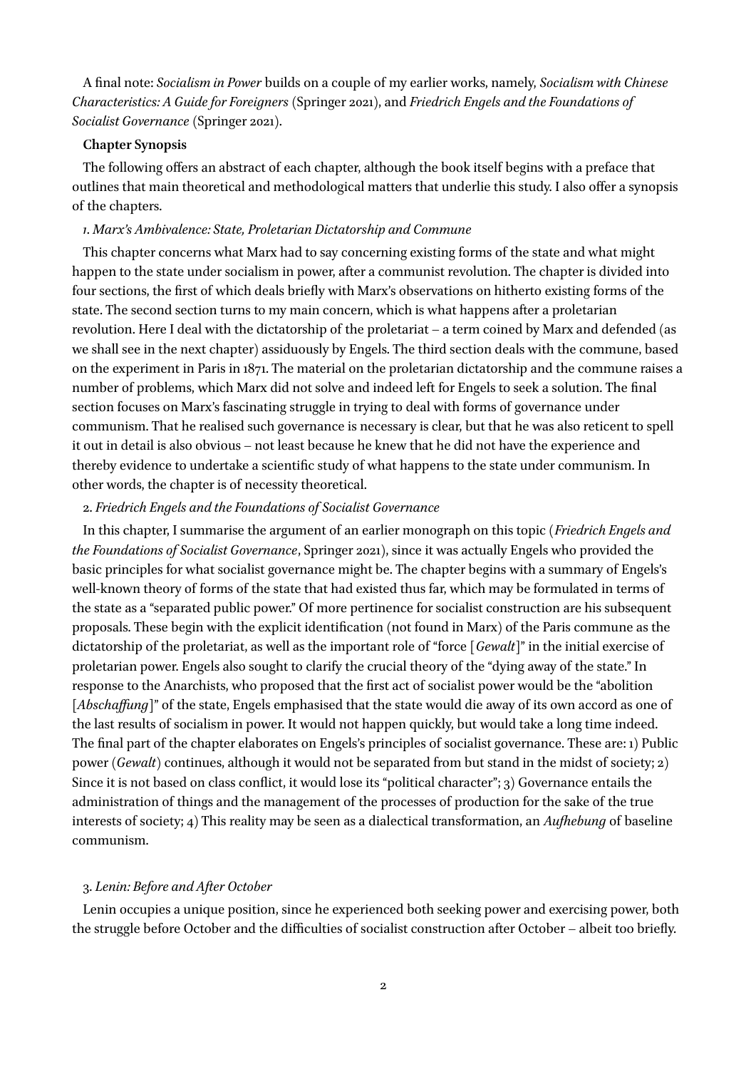A final note: *Socialism in Power* builds on a couple of my earlier works, namely, *Socialism with Chinese Characteristics: A Guide for Foreigners* (Springer 2021), and *Friedrich Engels and the Foundations of Socialist Governance* (Springer 2021).

**Chapter Synopsis**

The following offers an abstract of each chapter, although the book itself begins with a preface that outlines that main theoretical and methodological matters that underlie this study. I also offer a synopsis of the chapters.

*1. Marx's Ambivalence: State, Proletarian Dictatorship and Commune*

This chapter concerns what Marx had to say concerning existing forms of the state and what might happen to the state under socialism in power, after a communist revolution. The chapter is divided into four sections, the first of which deals briefly with Marx's observations on hitherto existing forms of the state. The second section turns to my main concern, which is what happens after a proletarian revolution. Here I deal with the dictatorship of the proletariat – a term coined by Marx and defended (as we shall see in the next chapter) assiduously by Engels. The third section deals with the commune, based on the experiment in Paris in 1871. The material on the proletarian dictatorship and the commune raises a number of problems, which Marx did not solve and indeed left for Engels to seek a solution. The final section focuses on Marx's fascinating struggle in trying to deal with forms of governance under communism. That he realised such governance is necessary is clear, but that he was also reticent to spell it out in detail is also obvious – not least because he knew that he did not have the experience and thereby evidence to undertake a scientific study of what happens to the state under communism. In other words, the chapter is of necessity theoretical.

2. *Friedrich Engels and the Foundations of Socialist Governance*

In this chapter, I summarise the argument of an earlier monograph on this topic (*Friedrich Engels and the Foundations of Socialist Governance*, Springer 2021), since it was actually Engels who provided the basic principles for what socialist governance might be. The chapter begins with a summary of Engels's well-known theory of forms of the state that had existed thus far, which may be formulated in terms of the state as a "separated public power." Of more pertinence for socialist construction are his subsequent proposals. These begin with the explicit identification (not found in Marx) of the Paris commune as the dictatorship of the proletariat, as well as the important role of "force [*Gewalt*]" in the initial exercise of proletarian power. Engels also sought to clarify the crucial theory of the "dying away of the state." In response to the Anarchists, who proposed that the first act of socialist power would be the "abolition [*Abschaffung*]" of the state, Engels emphasised that the state would die away of its own accord as one of the last results of socialism in power. It would not happen quickly, but would take a long time indeed. The final part of the chapter elaborates on Engels's principles of socialist governance. These are: 1) Public power (*Gewalt*) continues, although it would not be separated from but stand in the midst of society; 2) Since it is not based on class conflict, it would lose its "political character"; 3) Governance entails the administration of things and the management of the processes of production for the sake of the true interests of society; 4) This reality may be seen as a dialectical transformation, an *Aufhebung* of baseline communism.

3. *Lenin: Before and After October*

Lenin occupies a unique position, since he experienced both seeking power and exercising power, both the struggle before October and the difficulties of socialist construction after October – albeit too briefly.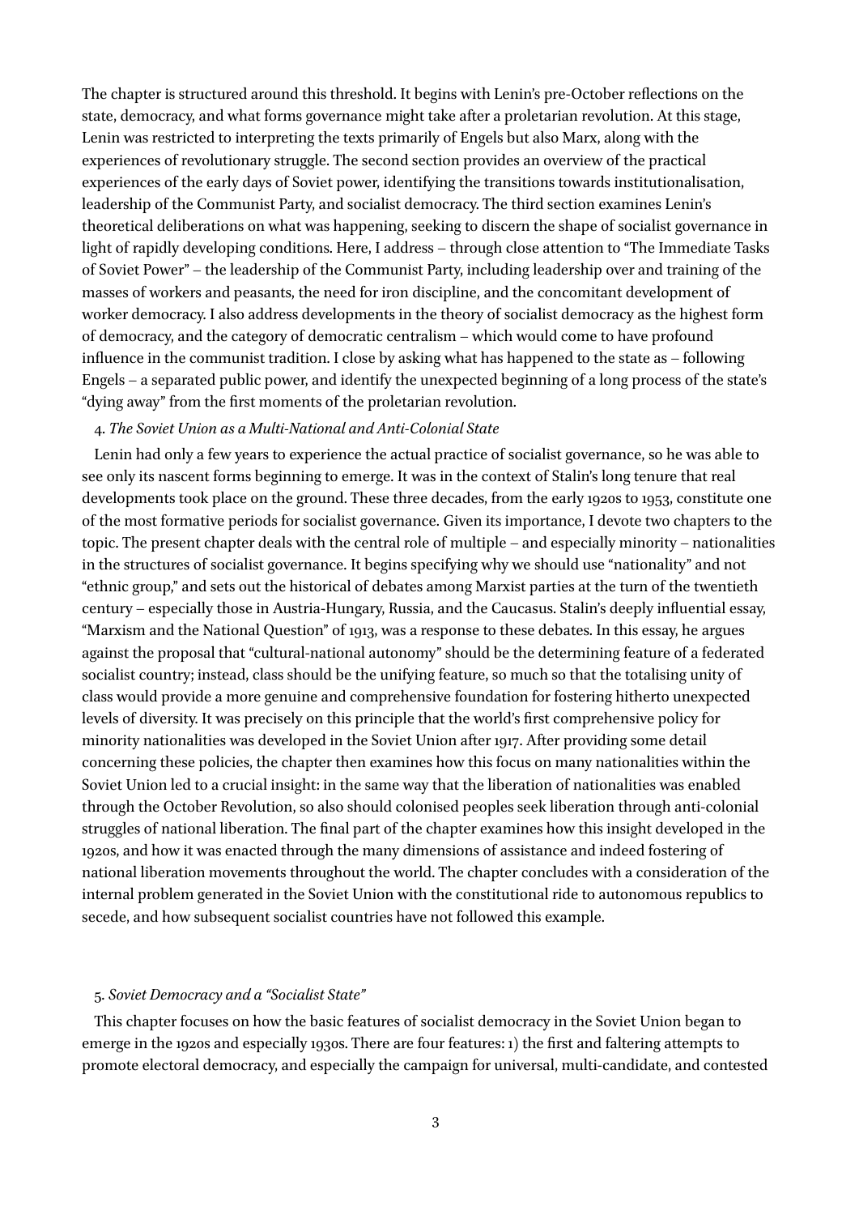The chapter is structured around this threshold. It begins with Lenin's pre-October reflections on the state, democracy, and what forms governance might take after a proletarian revolution. At this stage, Lenin was restricted to interpreting the texts primarily of Engels but also Marx, along with the experiences of revolutionary struggle. The second section provides an overview of the practical experiences of the early days of Soviet power, identifying the transitions towards institutionalisation, leadership of the Communist Party, and socialist democracy. The third section examines Lenin's theoretical deliberations on what was happening, seeking to discern the shape of socialist governance in light of rapidly developing conditions. Here, I address – through close attention to "The Immediate Tasks of Soviet Power" – the leadership of the Communist Party, including leadership over and training of the masses of workers and peasants, the need for iron discipline, and the concomitant development of worker democracy. I also address developments in the theory of socialist democracy as the highest form of democracy, and the category of democratic centralism – which would come to have profound influence in the communist tradition. I close by asking what has happened to the state as – following Engels – a separated public power, and identify the unexpected beginning of a long process of the state's "dying away" from the first moments of the proletarian revolution.

4. *The Soviet Union as a Multi-National and Anti-Colonial State*

Lenin had only a few years to experience the actual practice of socialist governance, so he was able to see only its nascent forms beginning to emerge. It was in the context of Stalin's long tenure that real developments took place on the ground. These three decades, from the early 1920s to 1953, constitute one of the most formative periods for socialist governance. Given its importance, I devote two chapters to the topic. The present chapter deals with the central role of multiple – and especially minority – nationalities in the structures of socialist governance. It begins specifying why we should use "nationality" and not "ethnic group," and sets out the historical of debates among Marxist parties at the turn of the twentieth century – especially those in Austria-Hungary, Russia, and the Caucasus. Stalin's deeply influential essay, "Marxism and the National Question" of 1913, was a response to these debates. In this essay, he argues against the proposal that "cultural-national autonomy" should be the determining feature of a federated socialist country; instead, class should be the unifying feature, so much so that the totalising unity of class would provide a more genuine and comprehensive foundation for fostering hitherto unexpected levels of diversity. It was precisely on this principle that the world's first comprehensive policy for minority nationalities was developed in the Soviet Union after 1917. After providing some detail concerning these policies, the chapter then examines how this focus on many nationalities within the Soviet Union led to a crucial insight: in the same way that the liberation of nationalities was enabled through the October Revolution, so also should colonised peoples seek liberation through anti-colonial struggles of national liberation. The final part of the chapter examines how this insight developed in the 1920s, and how it was enacted through the many dimensions of assistance and indeed fostering of national liberation movements throughout the world. The chapter concludes with a consideration of the internal problem generated in the Soviet Union with the constitutional ride to autonomous republics to secede, and how subsequent socialist countries have not followed this example.

5. *Soviet Democracy and a "Socialist State"*

This chapter focuses on how the basic features of socialist democracy in the Soviet Union began to emerge in the 1920s and especially 1930s. There are four features: 1) the first and faltering attempts to promote electoral democracy, and especially the campaign for universal, multi-candidate, and contested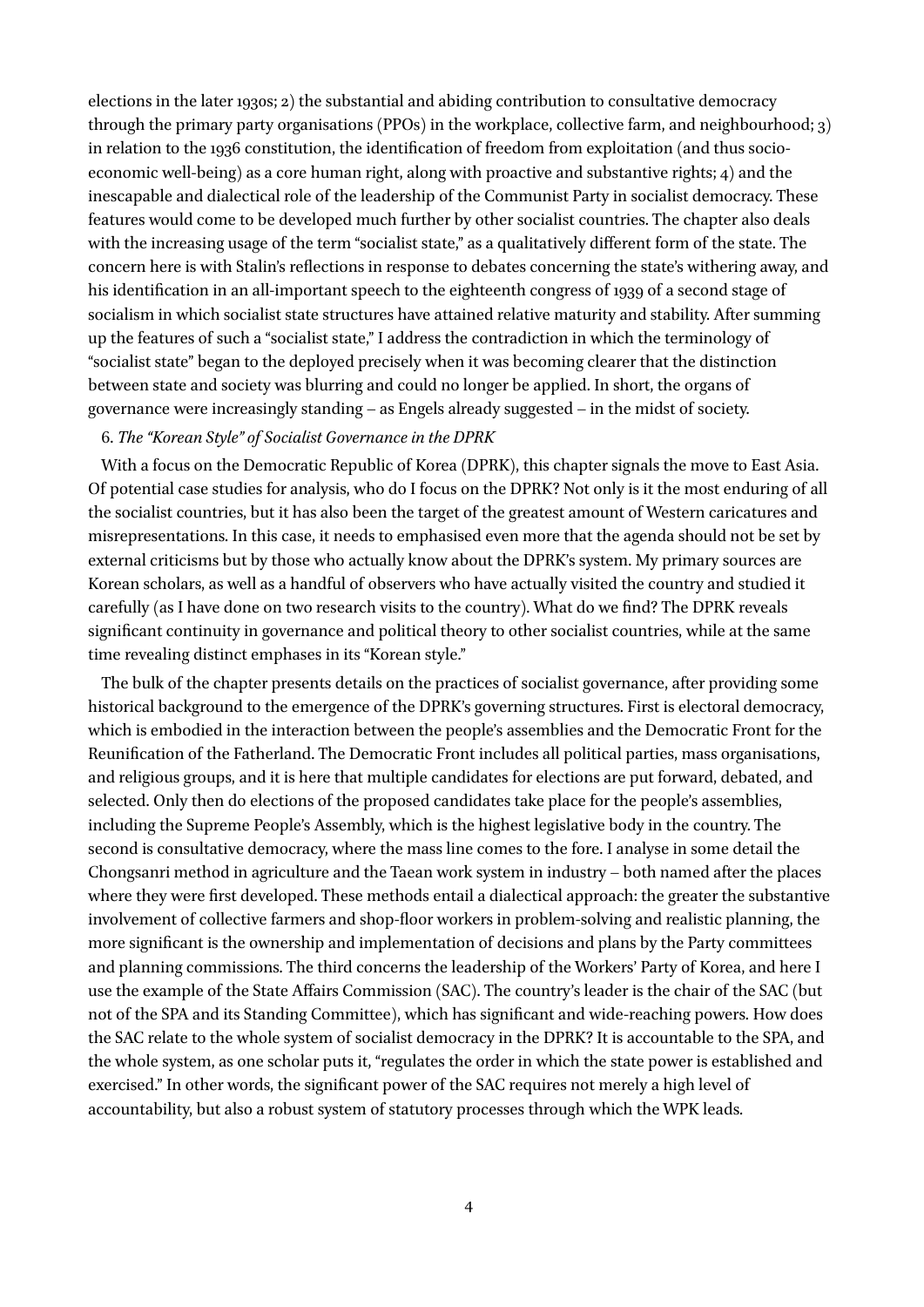elections in the later 1930s; 2) the substantial and abiding contribution to consultative democracy through the primary party organisations (PPOs) in the workplace, collective farm, and neighbourhood; 3) in relation to the 1936 constitution, the identification of freedom from exploitation (and thus socio-economic well-being) as a core human right, along with proactive and substantive rights; 4) and the inescapable and dialectical role of the leadership of the Communist Party in socialist democracy. These features would come to be developed much further by other socialist countries. The chapter also deals with the increasing usage of the term "socialist state," as a qualitatively different form of the state. The concern here is with Stalin's reflections in response to debates concerning the state's withering away, and his identification in an all-important speech to the eighteenth congress of 1939 of a second stage of socialism in which socialist state structures have attained relative maturity and stability. After summing up the features of such a "socialist state," I address the contradiction in which the terminology of "socialist state" began to the deployed precisely when it was becoming clearer that the distinction between state and society was blurring and could no longer be applied. In short, the organs of governance were increasingly standing – as Engels already suggested – in the midst of society.

6. *The "Korean Style" of Socialist Governance in the DPRK*

With a focus on the Democratic Republic of Korea (DPRK), this chapter signals the move to East Asia. Of potential case studies for analysis, who do I focus on the DPRK? Not only is it the most enduring of all the socialist countries, but it has also been the target of the greatest amount of Western caricatures and misrepresentations. In this case, it needs to emphasised even more that the agenda should not be set by external criticisms but by those who actually know about the DPRK's system. My primary sources are Korean scholars, as well as a handful of observers who have actually visited the country and studied it carefully (as I have done on two research visits to the country). What do we find? The DPRK reveals significant continuity in governance and political theory to other socialist countries, while at the same time revealing distinct emphases in its "Korean style."

The bulk of the chapter presents details on the practices of socialist governance, after providing some historical background to the emergence of the DPRK's governing structures. First is electoral democracy, which is embodied in the interaction between the people's assemblies and the Democratic Front for the Reunification of the Fatherland. The Democratic Front includes all political parties, mass organisations, and religious groups, and it is here that multiple candidates for elections are put forward, debated, and selected. Only then do elections of the proposed candidates take place for the people's assemblies, including the Supreme People's Assembly, which is the highest legislative body in the country. The second is consultative democracy, where the mass line comes to the fore. I analyse in some detail the Chongsanri method in agriculture and the Taean work system in industry – both named after the places where they were first developed. These methods entail a dialectical approach: the greater the substantive involvement of collective farmers and shop-floor workers in problem-solving and realistic planning, the more significant is the ownership and implementation of decisions and plans by the Party committees and planning commissions. The third concerns the leadership of the Workers' Party of Korea, and here I use the example of the State Affairs Commission (SAC). The country's leader is the chair of the SAC (but not of the SPA and its Standing Committee), which has significant and wide-reaching powers. How does the SAC relate to the whole system of socialist democracy in the DPRK? It is accountable to the SPA, and the whole system, as one scholar puts it, "regulates the order in which the state power is established and exercised." In other words, the significant power of the SAC requires not merely a high level of accountability, but also a robust system of statutory processes through which the WPK leads.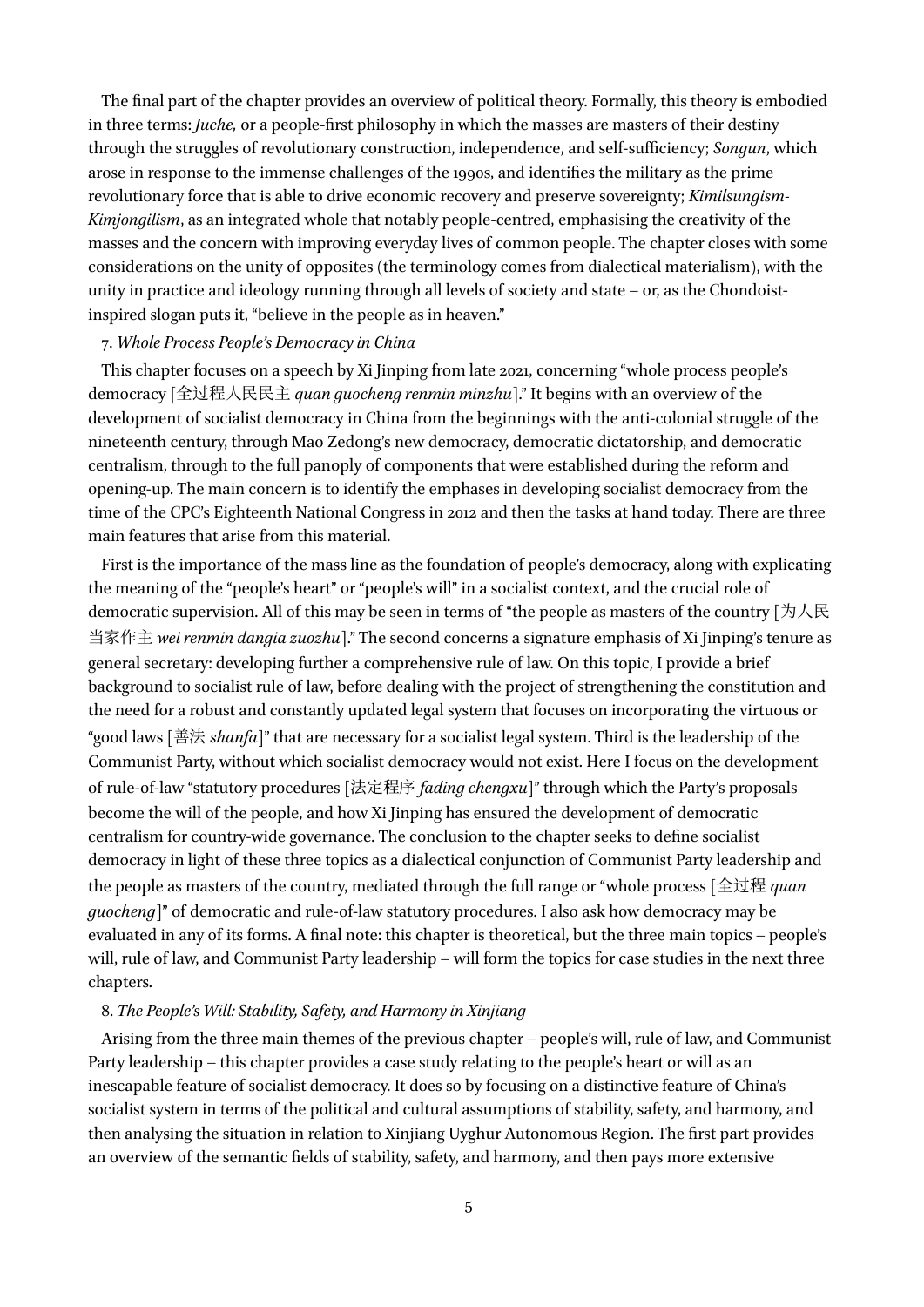The final part of the chapter provides an overview of political theory. Formally, this theory is embodied in three terms: *Juche,* or a people-first philosophy in which the masses are masters of their destiny through the struggles of revolutionary construction, independence, and self-sufficiency; *Songun*, which arose in response to the immense challenges of the 1990s, and identifies the military as the prime revolutionary force that is able to drive economic recovery and preserve sovereignty; *Kimilsungism-Kimjongilism*, as an integrated whole that notably people-centred, emphasising the creativity of the masses and the concern with improving everyday lives of common people. The chapter closes with some considerations on the unity of opposites (the terminology comes from dialectical materialism), with the unity in practice and ideology running through all levels of society and state – or, as the Chondoist-inspired slogan puts it, "believe in the people as in heaven."

7. *Whole Process People's Democracy in China*

This chapter focuses on a speech by Xi Jinping from late 2021, concerning "whole process people's democracy [全过程人民民主 *quan guocheng renmin minzhu*]." It begins with an overview of the development of socialist democracy in China from the beginnings with the anti-colonial struggle of the nineteenth century, through Mao Zedong's new democracy, democratic dictatorship, and democratic centralism, through to the full panoply of components that were established during the reform and opening-up. The main concern is to identify the emphases in developing socialist democracy from the time of the CPC's Eighteenth National Congress in 2012 and then the tasks at hand today. There are three main features that arise from this material.

First is the importance of the mass line as the foundation of people's democracy, along with explicating the meaning of the "people's heart" or "people's will" in a socialist context, and the crucial role of democratic supervision. All of this may be seen in terms of "the people as masters of the country [为人民当家作主 *wei renmin dangia zuozhu*]." The second concerns a signature emphasis of Xi Jinping's tenure as general secretary: developing further a comprehensive rule of law. On this topic, I provide a brief background to socialist rule of law, before dealing with the project of strengthening the constitution and the need for a robust and constantly updated legal system that focuses on incorporating the virtuous or "good laws [善法 *shanfa*]" that are necessary for a socialist legal system. Third is the leadership of the Communist Party, without which socialist democracy would not exist. Here I focus on the development of rule-of-law "statutory procedures [法定程序 *fading chengxu*]" through which the Party's proposals become the will of the people, and how Xi Jinping has ensured the development of democratic centralism for country-wide governance. The conclusion to the chapter seeks to define socialist democracy in light of these three topics as a dialectical conjunction of Communist Party leadership and the people as masters of the country, mediated through the full range or "whole process [全过程 *quan guocheng*]" of democratic and rule-of-law statutory procedures. I also ask how democracy may be evaluated in any of its forms. A final note: this chapter is theoretical, but the three main topics – people's will, rule of law, and Communist Party leadership – will form the topics for case studies in the next three chapters.

8. *The People's Will: Stability, Safety, and Harmony in Xinjiang*

Arising from the three main themes of the previous chapter – people's will, rule of law, and Communist Party leadership – this chapter provides a case study relating to the people's heart or will as an inescapable feature of socialist democracy. It does so by focusing on a distinctive feature of China's socialist system in terms of the political and cultural assumptions of stability, safety, and harmony, and then analysing the situation in relation to Xinjiang Uyghur Autonomous Region. The first part provides an overview of the semantic fields of stability, safety, and harmony, and then pays more extensive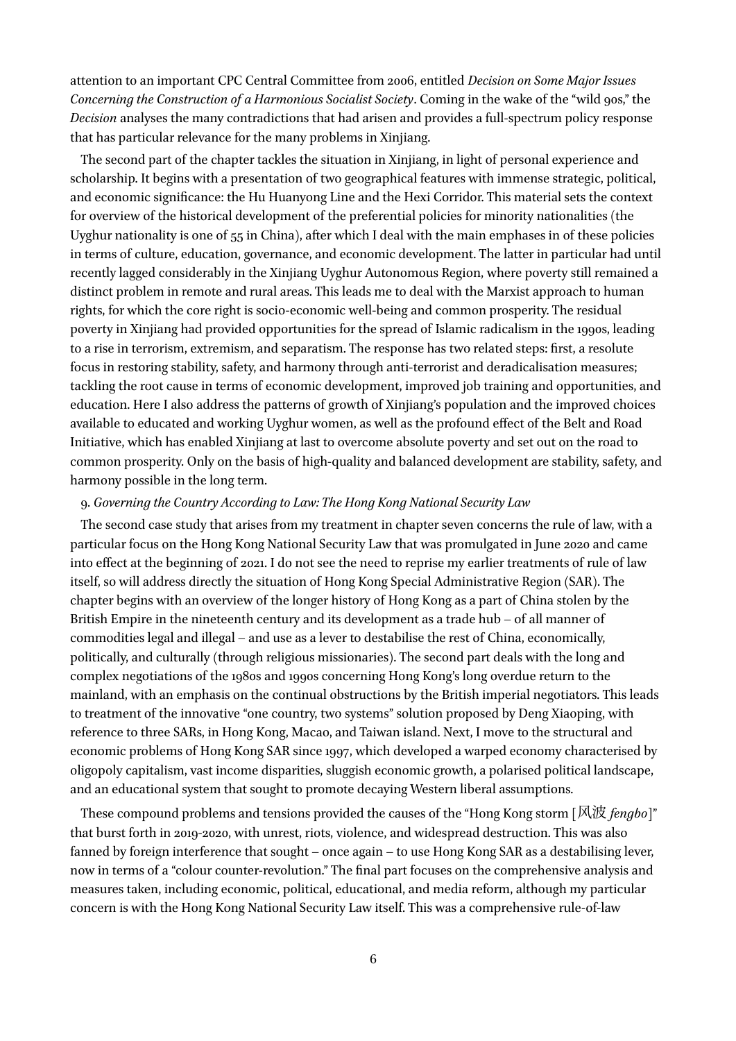attention to an important CPC Central Committee from 2006, entitled *Decision on Some Major Issues Concerning the Construction of a Harmonious Socialist Society*. Coming in the wake of the "wild 90s," the *Decision* analyses the many contradictions that had arisen and provides a full-spectrum policy response that has particular relevance for the many problems in Xinjiang.

The second part of the chapter tackles the situation in Xinjiang, in light of personal experience and scholarship. It begins with a presentation of two geographical features with immense strategic, political, and economic significance: the Hu Huanyong Line and the Hexi Corridor. This material sets the context for overview of the historical development of the preferential policies for minority nationalities (the Uyghur nationality is one of 55 in China), after which I deal with the main emphases in of these policies in terms of culture, education, governance, and economic development. The latter in particular had until recently lagged considerably in the Xinjiang Uyghur Autonomous Region, where poverty still remained a distinct problem in remote and rural areas. This leads me to deal with the Marxist approach to human rights, for which the core right is socio-economic well-being and common prosperity. The residual poverty in Xinjiang had provided opportunities for the spread of Islamic radicalism in the 1990s, leading to a rise in terrorism, extremism, and separatism. The response has two related steps: first, a resolute focus in restoring stability, safety, and harmony through anti-terrorist and deradicalisation measures; tackling the root cause in terms of economic development, improved job training and opportunities, and education. Here I also address the patterns of growth of Xinjiang's population and the improved choices available to educated and working Uyghur women, as well as the profound effect of the Belt and Road Initiative, which has enabled Xinjiang at last to overcome absolute poverty and set out on the road to common prosperity. Only on the basis of high-quality and balanced development are stability, safety, and harmony possible in the long term.

9. *Governing the Country According to Law: The Hong Kong National Security Law*

The second case study that arises from my treatment in chapter seven concerns the rule of law, with a particular focus on the Hong Kong National Security Law that was promulgated in June 2020 and came into effect at the beginning of 2021. I do not see the need to reprise my earlier treatments of rule of law itself, so will address directly the situation of Hong Kong Special Administrative Region (SAR). The chapter begins with an overview of the longer history of Hong Kong as a part of China stolen by the British Empire in the nineteenth century and its development as a trade hub – of all manner of commodities legal and illegal – and use as a lever to destabilise the rest of China, economically, politically, and culturally (through religious missionaries). The second part deals with the long and complex negotiations of the 1980s and 1990s concerning Hong Kong's long overdue return to the mainland, with an emphasis on the continual obstructions by the British imperial negotiators. This leads to treatment of the innovative "one country, two systems" solution proposed by Deng Xiaoping, with reference to three SARs, in Hong Kong, Macao, and Taiwan island. Next, I move to the structural and economic problems of Hong Kong SAR since 1997, which developed a warped economy characterised by oligopoly capitalism, vast income disparities, sluggish economic growth, a polarised political landscape, and an educational system that sought to promote decaying Western liberal assumptions.

These compound problems and tensions provided the causes of the "Hong Kong storm [风波 *fengbo*]" that burst forth in 2019-2020, with unrest, riots, violence, and widespread destruction. This was also fanned by foreign interference that sought – once again – to use Hong Kong SAR as a destabilising lever, now in terms of a "colour counter-revolution." The final part focuses on the comprehensive analysis and measures taken, including economic, political, educational, and media reform, although my particular concern is with the Hong Kong National Security Law itself. This was a comprehensive rule-of-law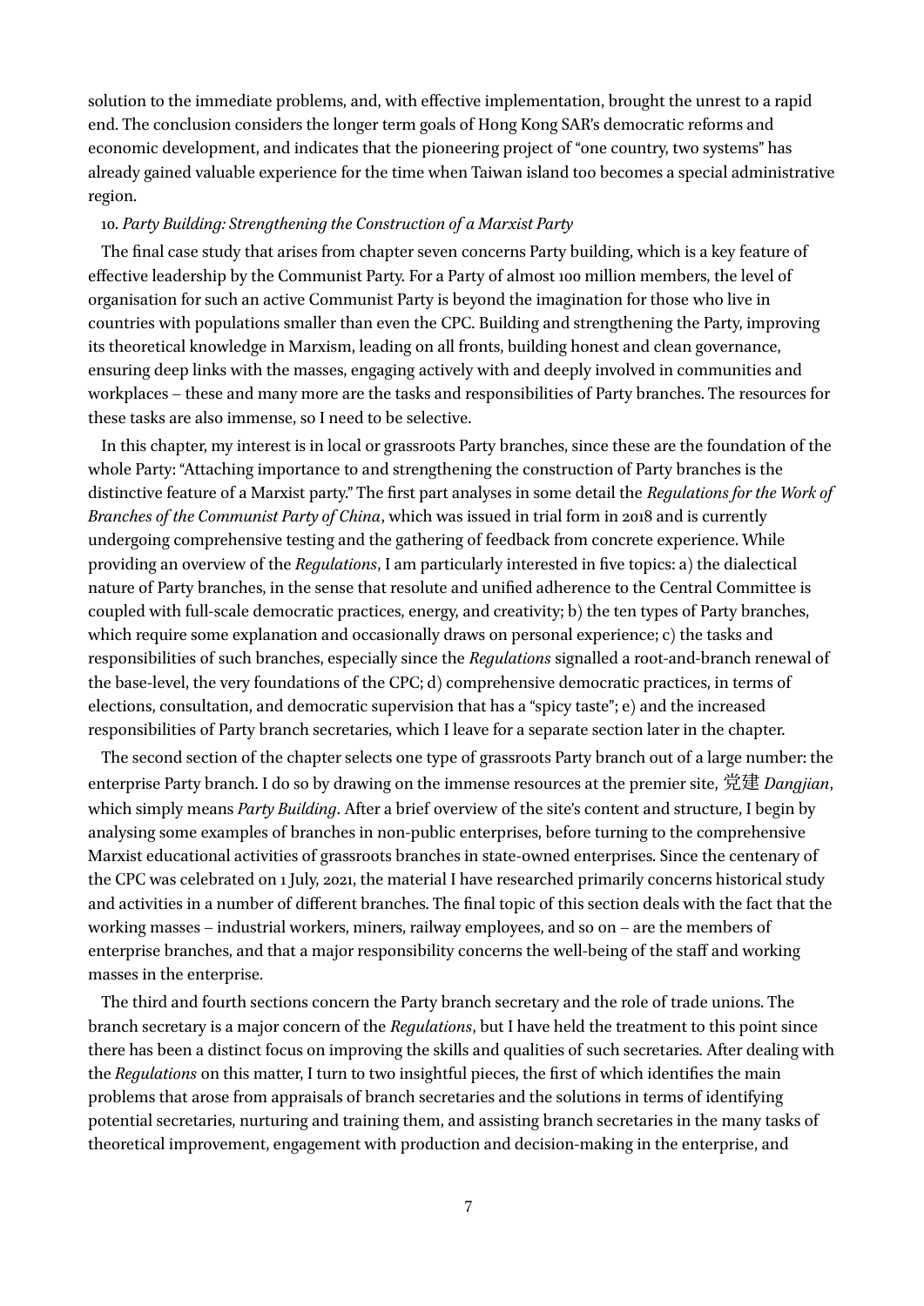solution to the immediate problems, and, with effective implementation, brought the unrest to a rapid end. The conclusion considers the longer term goals of Hong Kong SAR's democratic reforms and economic development, and indicates that the pioneering project of "one country, two systems" has already gained valuable experience for the time when Taiwan island too becomes a special administrative region.

10. *Party Building: Strengthening the Construction of a Marxist Party*

The final case study that arises from chapter seven concerns Party building, which is a key feature of effective leadership by the Communist Party. For a Party of almost 100 million members, the level of organisation for such an active Communist Party is beyond the imagination for those who live in countries with populations smaller than even the CPC. Building and strengthening the Party, improving its theoretical knowledge in Marxism, leading on all fronts, building honest and clean governance, ensuring deep links with the masses, engaging actively with and deeply involved in communities and workplaces – these and many more are the tasks and responsibilities of Party branches. The resources for these tasks are also immense, so I need to be selective.

In this chapter, my interest is in local or grassroots Party branches, since these are the foundation of the whole Party: "Attaching importance to and strengthening the construction of Party branches is the distinctive feature of a Marxist party." The first part analyses in some detail the *Regulations for the Work of Branches of the Communist Party of China*, which was issued in trial form in 2018 and is currently undergoing comprehensive testing and the gathering of feedback from concrete experience. While providing an overview of the *Regulations*, I am particularly interested in five topics: a) the dialectical nature of Party branches, in the sense that resolute and unified adherence to the Central Committee is coupled with full-scale democratic practices, energy, and creativity; b) the ten types of Party branches, which require some explanation and occasionally draws on personal experience; c) the tasks and responsibilities of such branches, especially since the *Regulations* signalled a root-and-branch renewal of the base-level, the very foundations of the CPC; d) comprehensive democratic practices, in terms of elections, consultation, and democratic supervision that has a "spicy taste"; e) and the increased responsibilities of Party branch secretaries, which I leave for a separate section later in the chapter.

The second section of the chapter selects one type of grassroots Party branch out of a large number: the enterprise Party branch. I do so by drawing on the immense resources at the premier site, 党建 *Dangjian*, which simply means *Party Building*. After a brief overview of the site's content and structure, I begin by analysing some examples of branches in non-public enterprises, before turning to the comprehensive Marxist educational activities of grassroots branches in state-owned enterprises. Since the centenary of the CPC was celebrated on 1 July, 2021, the material I have researched primarily concerns historical study and activities in a number of different branches. The final topic of this section deals with the fact that the working masses – industrial workers, miners, railway employees, and so on – are the members of enterprise branches, and that a major responsibility concerns the well-being of the staff and working masses in the enterprise.

The third and fourth sections concern the Party branch secretary and the role of trade unions. The branch secretary is a major concern of the *Regulations*, but I have held the treatment to this point since there has been a distinct focus on improving the skills and qualities of such secretaries. After dealing with the *Regulations* on this matter, I turn to two insightful pieces, the first of which identifies the main problems that arose from appraisals of branch secretaries and the solutions in terms of identifying potential secretaries, nurturing and training them, and assisting branch secretaries in the many tasks of theoretical improvement, engagement with production and decision-making in the enterprise, and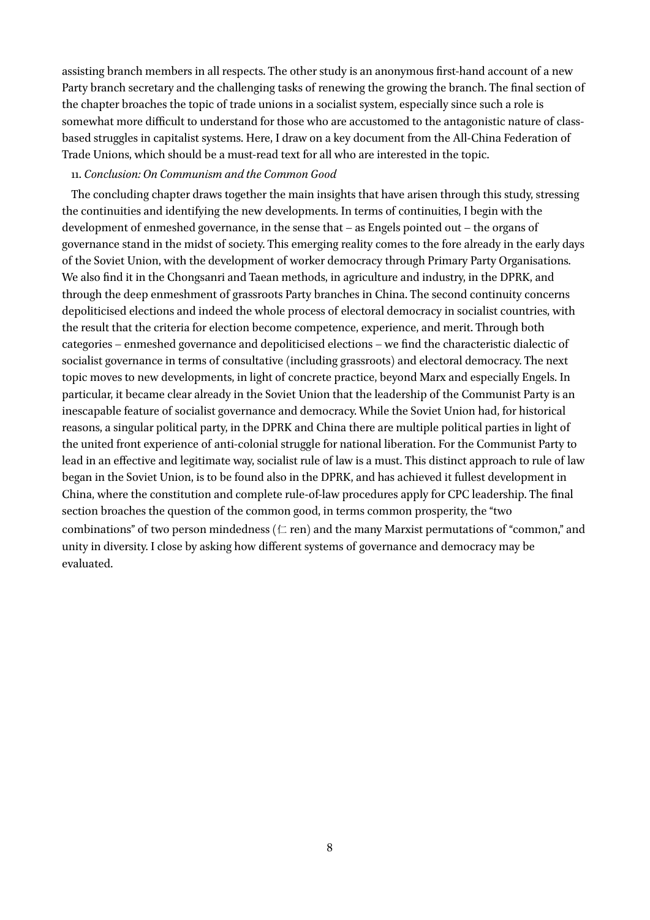assisting branch members in all respects. The other study is an anonymous first-hand account of a new Party branch secretary and the challenging tasks of renewing the growing the branch. The final section of the chapter broaches the topic of trade unions in a socialist system, especially since such a role is somewhat more difficult to understand for those who are accustomed to the antagonistic nature of class-based struggles in capitalist systems. Here, I draw on a key document from the All-China Federation of Trade Unions, which should be a must-read text for all who are interested in the topic.

11. *Conclusion: On Communism and the Common Good*

The concluding chapter draws together the main insights that have arisen through this study, stressing the continuities and identifying the new developments. In terms of continuities, I begin with the development of enmeshed governance, in the sense that – as Engels pointed out – the organs of governance stand in the midst of society. This emerging reality comes to the fore already in the early days of the Soviet Union, with the development of worker democracy through Primary Party Organisations. We also find it in the Chongsanri and Taean methods, in agriculture and industry, in the DPRK, and through the deep enmeshment of grassroots Party branches in China. The second continuity concerns depoliticised elections and indeed the whole process of electoral democracy in socialist countries, with the result that the criteria for election become competence, experience, and merit. Through both categories – enmeshed governance and depoliticised elections – we find the characteristic dialectic of socialist governance in terms of consultative (including grassroots) and electoral democracy. The next topic moves to new developments, in light of concrete practice, beyond Marx and especially Engels. In particular, it became clear already in the Soviet Union that the leadership of the Communist Party is an inescapable feature of socialist governance and democracy. While the Soviet Union had, for historical reasons, a singular political party, in the DPRK and China there are multiple political parties in light of the united front experience of anti-colonial struggle for national liberation. For the Communist Party to lead in an effective and legitimate way, socialist rule of law is a must. This distinct approach to rule of law began in the Soviet Union, is to be found also in the DPRK, and has achieved it fullest development in China, where the constitution and complete rule-of-law procedures apply for CPC leadership. The final section broaches the question of the common good, in terms common prosperity, the "two combinations" of two person mindedness (仁 ren) and the many Marxist permutations of "common," and unity in diversity. I close by asking how different systems of governance and democracy may be evaluated.